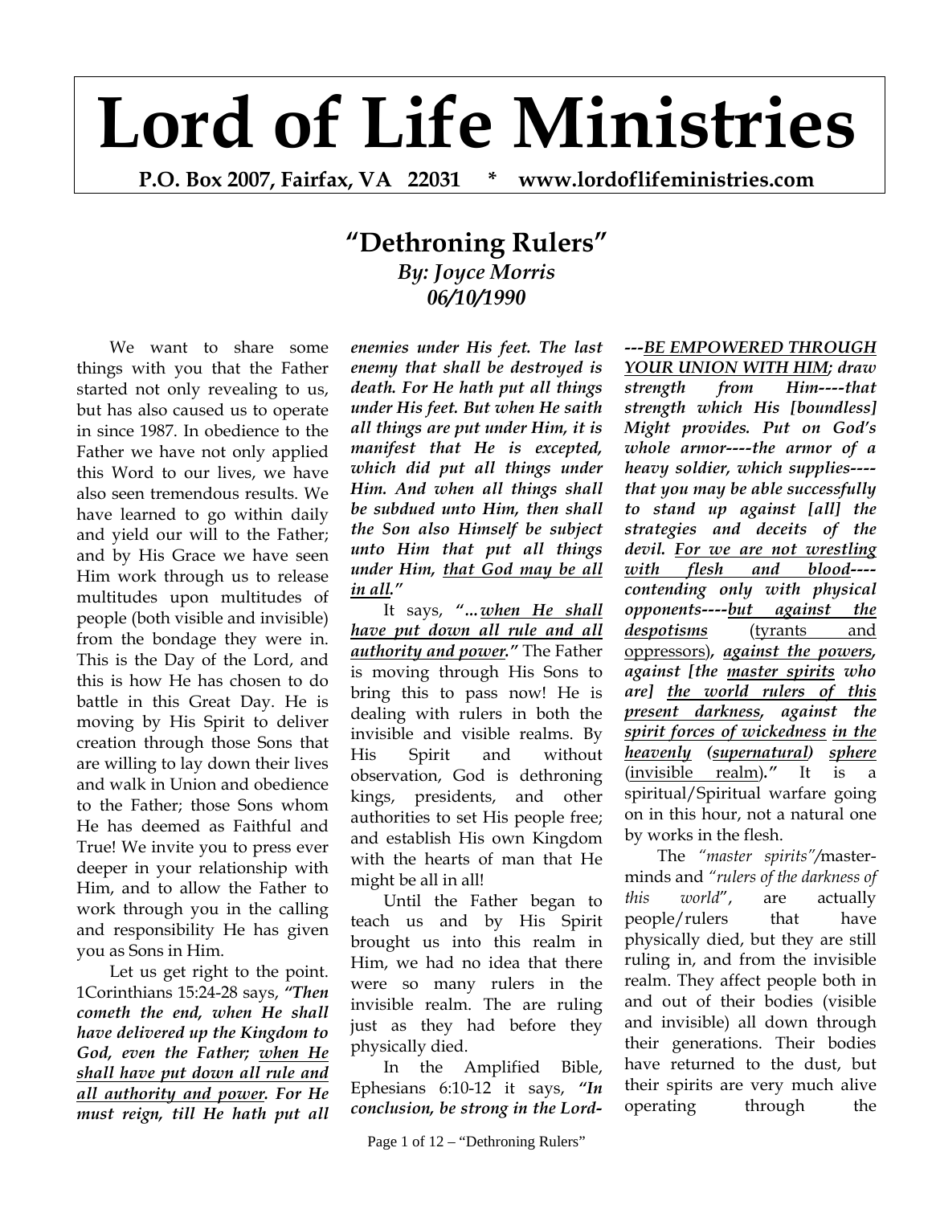# Lord of Life Ministries

**P.O. Box 2007, Fairfax, VA 22031 * www.lordoflifeministries.com**

## "Dethroning Rulers"

***By: Joyce Morris***
***06/10/1990***

We want to share some things with you that the Father started not only revealing to us, but has also caused us to operate in since 1987. In obedience to the Father we have not only applied this Word to our lives, we have also seen tremendous results. We have learned to go within daily and yield our will to the Father; and by His Grace we have seen Him work through us to release multitudes upon multitudes of people (both visible and invisible) from the bondage they were in. This is the Day of the Lord, and this is how He has chosen to do battle in this Great Day. He is moving by His Spirit to deliver creation through those Sons that are willing to lay down their lives and walk in Union and obedience to the Father; those Sons whom He has deemed as Faithful and True! We invite you to press ever deeper in your relationship with Him, and to allow the Father to work through you in the calling and responsibility He has given you as Sons in Him.

Let us get right to the point. 1Corinthians 15:24-28 says, ***"Then cometh the end, when He shall have delivered up the Kingdom to God, even the Father; <u>when He shall have put down all rule and all authority and power</u>. For He must reign, till He hath put all enemies under His feet. The last enemy that shall be destroyed is death. For He hath put all things under His feet. But when He saith all things are put under Him, it is manifest that He is excepted, which did put all things under Him. And when all things shall be subdued unto Him, then shall the Son also Himself be subject unto Him that put all things under Him, <u>that God may be all in all</u>."***

It says, ***"…<u>when He shall have put down all rule and all authority and power</u>."*** The Father is moving through His Sons to bring this to pass now! He is dealing with rulers in both the invisible and visible realms. By His Spirit and without observation, God is dethroning kings, presidents, and other authorities to set His people free; and establish His own Kingdom with the hearts of man that He might be all in all!

Until the Father began to teach us and by His Spirit brought us into this realm in Him, we had no idea that there were so many rulers in the invisible realm. The are ruling just as they had before they physically died.

In the Amplified Bible, Ephesians 6:10-12 it says, ***"In conclusion, be strong in the Lord----<u>BE EMPOWERED THROUGH YOUR UNION WITH HIM</u>; draw strength from Him----that strength which His [boundless] Might provides. Put on God's whole armor----the armor of a heavy soldier, which supplies----that you may be able successfully to stand up against [all] the strategies and deceits of the devil. <u>For we are not wrestling with flesh and blood</u>----contending only with physical opponents----<u>but against the despotisms</u>*** <u>(tyrants and oppressors)</u>***, <u>against the powers</u>, against [the <u>master spirits</u> who are] <u>the world rulers of this present darkness</u>, against the <u>spirit forces of wickedness</u> <u>in the heavenly</u> (<u>supernatural</u>) <u>sphere</u>*** <u>(invisible realm)</u>***."*** It is a spiritual/Spiritual warfare going on in this hour, not a natural one by works in the flesh.

The *"master spirits"*/masterminds and *"rulers of the darkness of this world"*, are actually people/rulers that have physically died, but they are still ruling in, and from the invisible realm. They affect people both in and out of their bodies (visible and invisible) all down through their generations. Their bodies have returned to the dust, but their spirits are very much alive operating through the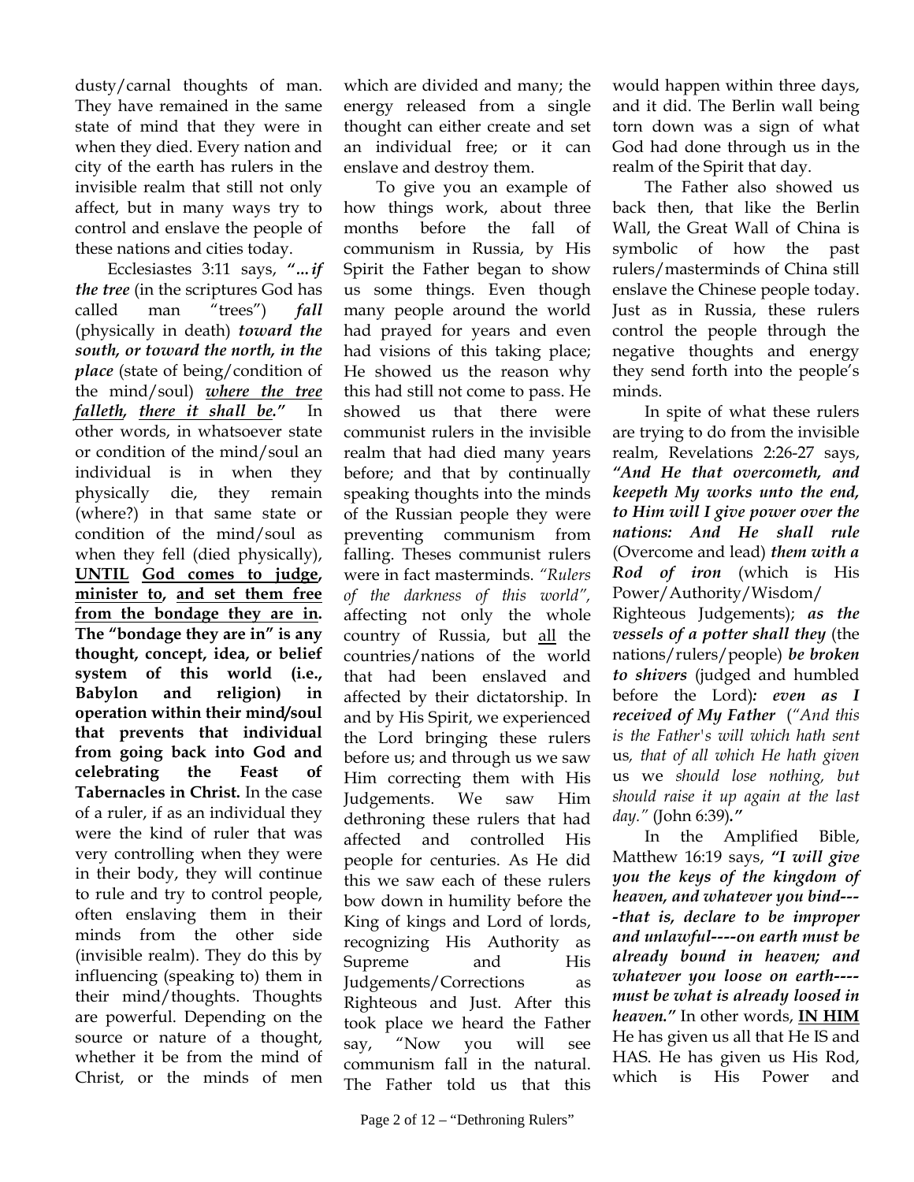dusty/carnal thoughts of man. They have remained in the same state of mind that they were in when they died. Every nation and city of the earth has rulers in the invisible realm that still not only affect, but in many ways try to control and enslave the people of these nations and cities today.

Ecclesiastes 3:11 says, ***"…if the tree*** (in the scriptures God has called man "trees") ***fall*** (physically in death) ***toward the south, or toward the north, in the place*** (state of being/condition of the mind/soul) ***<u>where the tree falleth</u>, <u>there it shall be</u>."*** In other words, in whatsoever state or condition of the mind/soul an individual is in when they physically die, they remain (where?) in that same state or condition of the mind/soul as when they fell (died physically), **<u>UNTIL</u> <u>God comes to judge</u>, <u>minister to</u>, <u>and set them free from the bondage they are in</u>. The "bondage they are in" is any thought, concept, idea, or belief system of this world (i.e., Babylon and religion) in operation within their mind/soul that prevents that individual from going back into God and celebrating the Feast of Tabernacles in Christ.** In the case of a ruler, if as an individual they were the kind of ruler that was very controlling when they were in their body, they will continue to rule and try to control people, often enslaving them in their minds from the other side (invisible realm). They do this by influencing (speaking to) them in their mind/thoughts. Thoughts are powerful. Depending on the source or nature of a thought, whether it be from the mind of Christ, or the minds of men which are divided and many; the energy released from a single thought can either create and set an individual free; or it can enslave and destroy them.

To give you an example of how things work, about three months before the fall of communism in Russia, by His Spirit the Father began to show us some things. Even though many people around the world had prayed for years and even had visions of this taking place; He showed us the reason why this had still not come to pass. He showed us that there were communist rulers in the invisible realm that had died many years before; and that by continually speaking thoughts into the minds of the Russian people they were preventing communism from falling. Theses communist rulers were in fact masterminds. *"Rulers of the darkness of this world",* affecting not only the whole country of Russia, but <u>all</u> the countries/nations of the world that had been enslaved and affected by their dictatorship. In and by His Spirit, we experienced the Lord bringing these rulers before us; and through us we saw Him correcting them with His Judgements. We saw Him dethroning these rulers that had affected and controlled His people for centuries. As He did this we saw each of these rulers bow down in humility before the King of kings and Lord of lords, recognizing His Authority as Supreme and His Judgements/Corrections as Righteous and Just. After this took place we heard the Father say, "Now you will see communism fall in the natural. The Father told us that this would happen within three days, and it did. The Berlin wall being torn down was a sign of what God had done through us in the realm of the Spirit that day.

The Father also showed us back then, that like the Berlin Wall, the Great Wall of China is symbolic of how the past rulers/masterminds of China still enslave the Chinese people today. Just as in Russia, these rulers control the people through the negative thoughts and energy they send forth into the people's minds.

In spite of what these rulers are trying to do from the invisible realm, Revelations 2:26-27 says, ***"And He that overcometh, and keepeth My works unto the end, to Him will I give power over the nations: And He shall rule*** (Overcome and lead) ***them with a Rod of iron*** (which is His Power/Authority/Wisdom/ Righteous Judgements); ***as the vessels of a potter shall they*** (the nations/rulers/people) ***be broken to shivers*** (judged and humbled before the Lord)***: even as I received of My Father*** (*"And this is the Father's will which hath sent* us*, that of all which He hath given* us *we should lose nothing, but should raise it up again at the last day."* (John 6:39)***."***

In the Amplified Bible, Matthew 16:19 says, ***"I will give you the keys of the kingdom of heaven, and whatever you bind----that is, declare to be improper and unlawful----on earth must be already bound in heaven; and whatever you loose on earth----must be what is already loosed in heaven."*** In other words, **<u>IN HIM</u>** He has given us all that He IS and HAS. He has given us His Rod, which is His Power and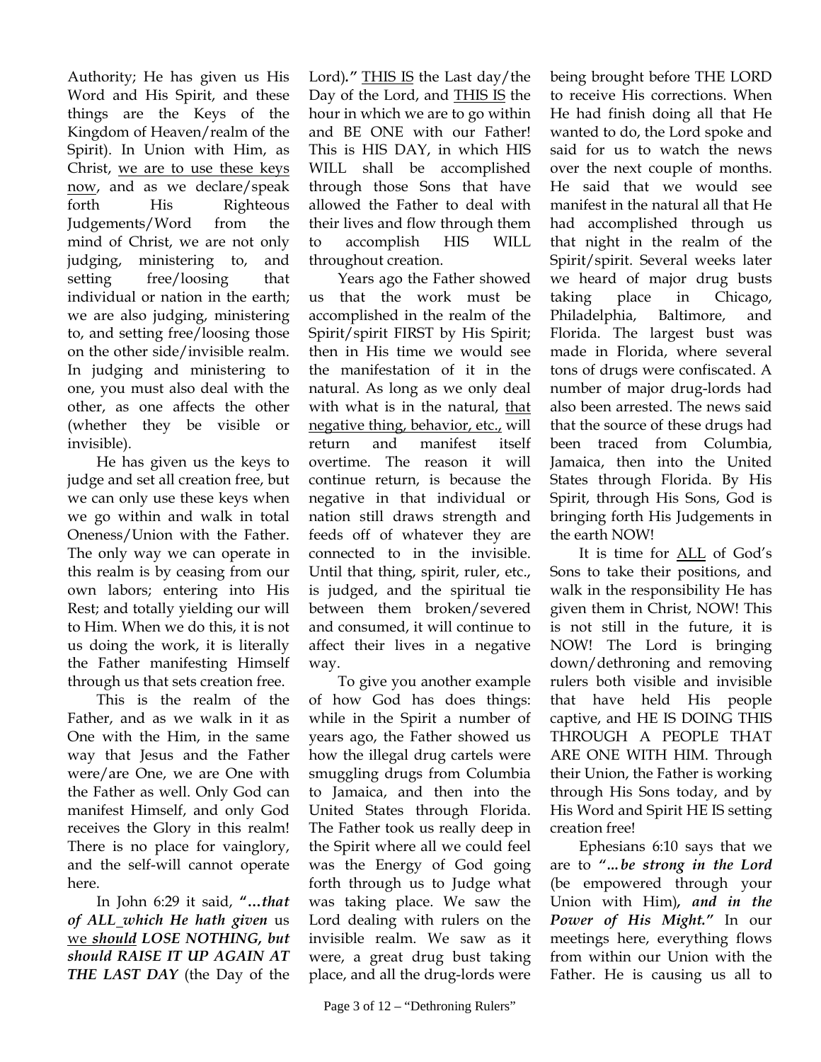Authority; He has given us His Word and His Spirit, and these things are the Keys of the Kingdom of Heaven/realm of the Spirit). In Union with Him, as Christ, <u>we are to use these keys now</u>, and as we declare/speak forth His Righteous Judgements/Word from the mind of Christ, we are not only judging, ministering to, and setting free/loosing that individual or nation in the earth; we are also judging, ministering to, and setting free/loosing those on the other side/invisible realm. In judging and ministering to one, you must also deal with the other, as one affects the other (whether they be visible or invisible).

He has given us the keys to judge and set all creation free, but we can only use these keys when we go within and walk in total Oneness/Union with the Father. The only way we can operate in this realm is by ceasing from our own labors; entering into His Rest; and totally yielding our will to Him. When we do this, it is not us doing the work, it is literally the Father manifesting Himself through us that sets creation free.

This is the realm of the Father, and as we walk in it as One with the Him, in the same way that Jesus and the Father were/are One, we are One with the Father as well. Only God can manifest Himself, and only God receives the Glory in this realm! There is no place for vainglory, and the self-will cannot operate here.

In John 6:29 it said, ***"…that of ALL which He hath given*** us <u>we</u> ***<u>should</u> LOSE NOTHING, but should RAISE IT UP AGAIN AT THE LAST DAY*** (the Day of the Lord)**."** <u>THIS IS</u> the Last day/the Day of the Lord, and <u>THIS IS</u> the hour in which we are to go within and BE ONE with our Father! This is HIS DAY, in which HIS WILL shall be accomplished through those Sons that have allowed the Father to deal with their lives and flow through them to accomplish HIS WILL throughout creation.

Years ago the Father showed us that the work must be accomplished in the realm of the Spirit/spirit FIRST by His Spirit; then in His time we would see the manifestation of it in the natural. As long as we only deal with what is in the natural, <u>that negative thing, behavior, etc.,</u> will return and manifest itself overtime. The reason it will continue return, is because the negative in that individual or nation still draws strength and feeds off of whatever they are connected to in the invisible. Until that thing, spirit, ruler, etc., is judged, and the spiritual tie between them broken/severed and consumed, it will continue to affect their lives in a negative way.

To give you another example of how God has does things: while in the Spirit a number of years ago, the Father showed us how the illegal drug cartels were smuggling drugs from Columbia to Jamaica, and then into the United States through Florida. The Father took us really deep in the Spirit where all we could feel was the Energy of God going forth through us to Judge what was taking place. We saw the Lord dealing with rulers on the invisible realm. We saw as it were, a great drug bust taking place, and all the drug-lords were being brought before THE LORD to receive His corrections. When He had finish doing all that He wanted to do, the Lord spoke and said for us to watch the news over the next couple of months. He said that we would see manifest in the natural all that He had accomplished through us that night in the realm of the Spirit/spirit. Several weeks later we heard of major drug busts taking place in Chicago, Philadelphia, Baltimore, and Florida. The largest bust was made in Florida, where several tons of drugs were confiscated. A number of major drug-lords had also been arrested. The news said that the source of these drugs had been traced from Columbia, Jamaica, then into the United States through Florida. By His Spirit, through His Sons, God is bringing forth His Judgements in the earth NOW!

It is time for <u>ALL</u> of God's Sons to take their positions, and walk in the responsibility He has given them in Christ, NOW! This is not still in the future, it is NOW! The Lord is bringing down/dethroning and removing rulers both visible and invisible that have held His people captive, and HE IS DOING THIS THROUGH A PEOPLE THAT ARE ONE WITH HIM. Through their Union, the Father is working through His Sons today, and by His Word and Spirit HE IS setting creation free!

Ephesians 6:10 says that we are to ***"…be strong in the Lord*** (be empowered through your Union with Him)**,** ***and in the Power of His Might."*** In our meetings here, everything flows from within our Union with the Father. He is causing us all to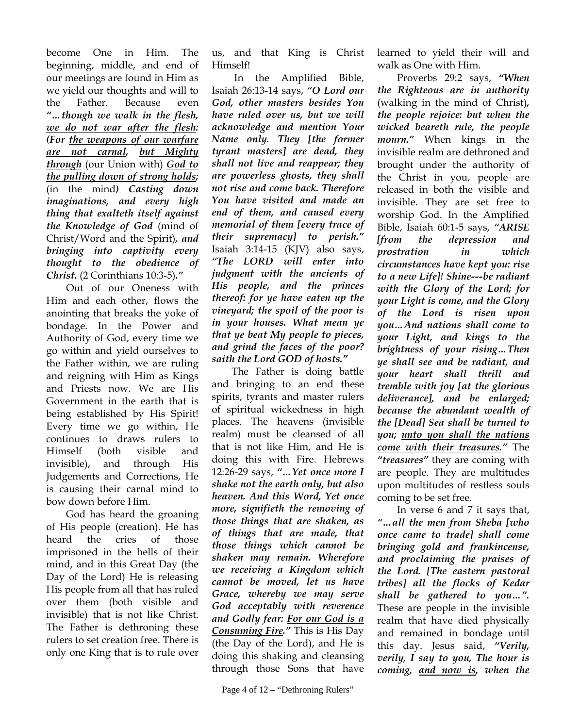become One in Him. The beginning, middle, and end of our meetings are found in Him as we yield our thoughts and will to the Father. Because even ***"…though we walk in the flesh, <u>we do not war after the flesh</u>: (For <u>the weapons of our warfare are not carnal</u>, <u>but Mighty through</u>*** (our Union with) ***<u>God to the pulling down of strong holds</u>;*** (in the mind***) Casting down imaginations, and every high thing that exalteth itself against the Knowledge of God*** (mind of Christ/Word and the Spirit)***, and bringing into captivity every thought to the obedience of Christ.*** (2 Corinthians 10:3-5)***."***

Out of our Oneness with Him and each other, flows the anointing that breaks the yoke of bondage. In the Power and Authority of God, every time we go within and yield ourselves to the Father within, we are ruling and reigning with Him as Kings and Priests now. We are His Government in the earth that is being established by His Spirit! Every time we go within, He continues to draws rulers to Himself (both visible and invisible), and through His Judgements and Corrections, He is causing their carnal mind to bow down before Him.

God has heard the groaning of His people (creation). He has heard the cries of those imprisoned in the hells of their mind, and in this Great Day (the Day of the Lord) He is releasing His people from all that has ruled over them (both visible and invisible) that is not like Christ. The Father is dethroning these rulers to set creation free. There is only one King that is to rule over us, and that King is Christ Himself!

In the Amplified Bible, Isaiah 26:13-14 says, ***"O Lord our God, other masters besides You have ruled over us, but we will acknowledge and mention Your Name only. They [the former tyrant masters] are dead, they shall not live and reappear; they are powerless ghosts, they shall not rise and come back. Therefore You have visited and made an end of them, and caused every memorial of them [every trace of their supremacy] to perish."*** Isaiah 3:14-15 (KJV) also says, ***"The LORD will enter into judgment with the ancients of His people, and the princes thereof: for ye have eaten up the vineyard; the spoil of the poor is in your houses. What mean ye that ye beat My people to pieces, and grind the faces of the poor? saith the Lord GOD of hosts."***

The Father is doing battle and bringing to an end these spirits, tyrants and master rulers of spiritual wickedness in high places. The heavens (invisible realm) must be cleansed of all that is not like Him, and He is doing this with Fire. Hebrews 12:26-29 says, ***"…Yet once more I shake not the earth only, but also heaven. And this Word, Yet once more, signifieth the removing of those things that are shaken, as of things that are made, that those things which cannot be shaken may remain. Wherefore we receiving a Kingdom which cannot be moved, let us have Grace, whereby we may serve God acceptably with reverence and Godly fear: <u>For our God is a Consuming Fire</u>."*** This is His Day (the Day of the Lord), and He is doing this shaking and cleansing through those Sons that have learned to yield their will and walk as One with Him.

Proverbs 29:2 says, ***"When the Righteous are in authority*** (walking in the mind of Christ)***, the people rejoice: but when the wicked beareth rule, the people mourn."*** When kings in the invisible realm are dethroned and brought under the authority of the Christ in you, people are released in both the visible and invisible. They are set free to worship God. In the Amplified Bible, Isaiah 60:1-5 says, ***"ARISE [from the depression and prostration in which circumstances have kept you: rise to a new Life]! Shine---be radiant with the Glory of the Lord; for your Light is come, and the Glory of the Lord is risen upon you…And nations shall come to your Light, and kings to the brightness of your rising…Then ye shall see and be radiant, and your heart shall thrill and tremble with joy [at the glorious deliverance], and be enlarged; because the abundant wealth of the [Dead] Sea shall be turned to you; <u>unto you shall the nations come with their treasures</u>."*** The ***"treasures"*** they are coming with are people. They are multitudes upon multitudes of restless souls coming to be set free.

In verse 6 and 7 it says that, ***"…all the men from Sheba [who once came to trade] shall come bringing gold and frankincense, and proclaiming the praises of the Lord. [The eastern pastoral tribes] all the flocks of Kedar shall be gathered to you…"***. These are people in the invisible realm that have died physically and remained in bondage until this day. Jesus said, ***"Verily, verily, I say to you, The hour is coming, <u>and now is</u>, when the***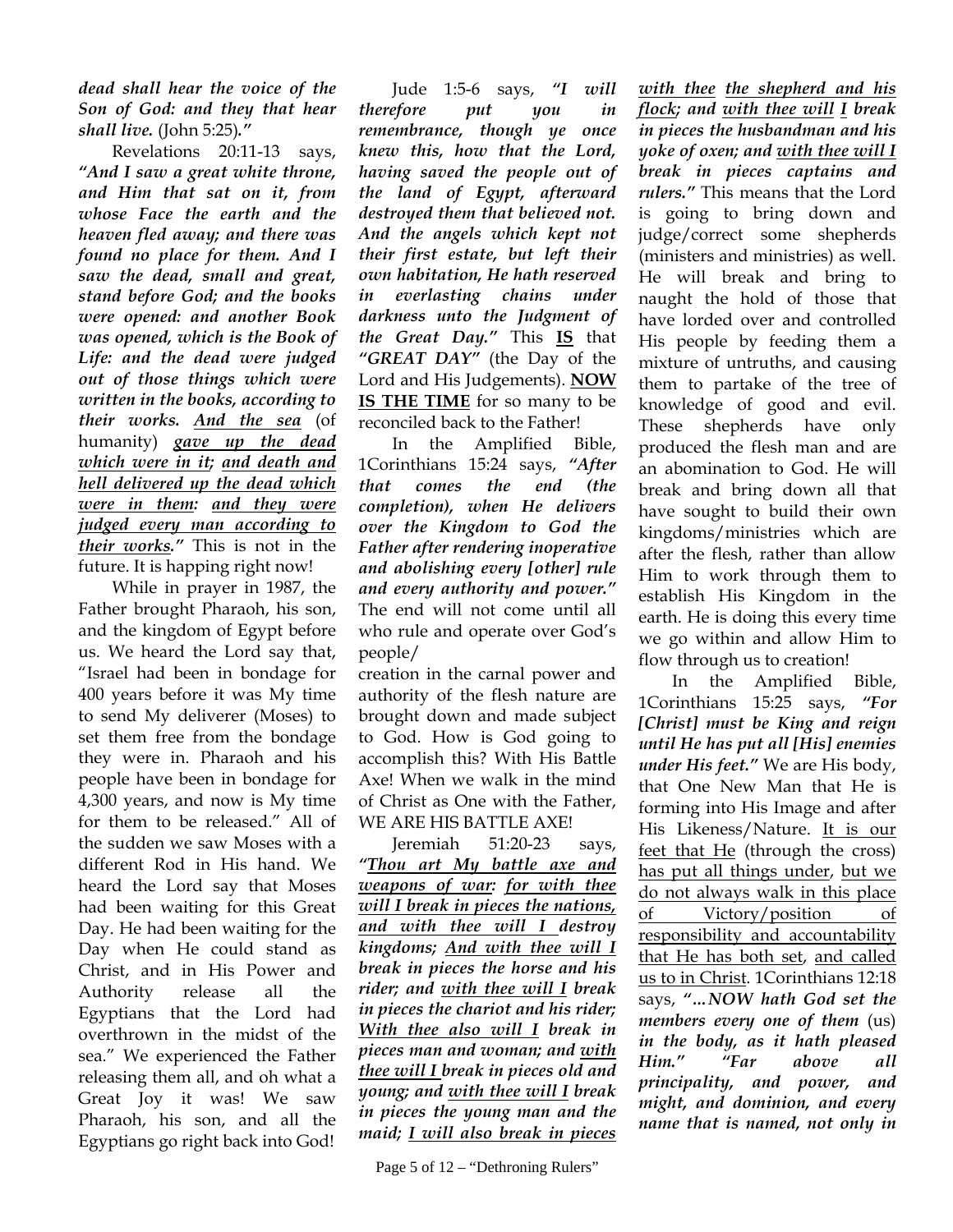***dead shall hear the voice of the Son of God: and they that hear shall live.*** (John 5:25)***."***

Revelations 20:11-13 says, ***"And I saw a great white throne, and Him that sat on it, from whose Face the earth and the heaven fled away; and there was found no place for them. And I saw the dead, small and great, stand before God; and the books were opened: and another Book was opened, which is the Book of Life: and the dead were judged out of those things which were written in the books, according to their works. <u>And the sea</u>*** (of humanity) ***<u>gave up the dead which were in it</u>; <u>and death and hell delivered up the dead which were in them</u>: <u>and they were judged every man according to their works</u>."*** This is not in the future. It is happing right now!

While in prayer in 1987, the Father brought Pharaoh, his son, and the kingdom of Egypt before us. We heard the Lord say that, "Israel had been in bondage for 400 years before it was My time to send My deliverer (Moses) to set them free from the bondage they were in. Pharaoh and his people have been in bondage for 4,300 years, and now is My time for them to be released." All of the sudden we saw Moses with a different Rod in His hand. We heard the Lord say that Moses had been waiting for this Great Day. He had been waiting for the Day when He could stand as Christ, and in His Power and Authority release all the Egyptians that the Lord had overthrown in the midst of the sea." We experienced the Father releasing them all, and oh what a Great Joy it was! We saw Pharaoh, his son, and all the Egyptians go right back into God!

Jude 1:5-6 says, ***"I will therefore put you in remembrance, though ye once knew this, how that the Lord, having saved the people out of the land of Egypt, afterward destroyed them that believed not. And the angels which kept not their first estate, but left their own habitation, He hath reserved in everlasting chains under darkness unto the Judgment of the Great Day."*** This **<u>IS</u>** that ***"GREAT DAY"*** (the Day of the Lord and His Judgements). **<u>NOW IS THE TIME</u>** for so many to be reconciled back to the Father!

In the Amplified Bible, 1Corinthians 15:24 says, ***"After that comes the end (the completion), when He delivers over the Kingdom to God the Father after rendering inoperative and abolishing every [other] rule and every authority and power."*** The end will not come until all who rule and operate over God's people/creation in the carnal power and authority of the flesh nature are brought down and made subject to God. How is God going to accomplish this? With His Battle Axe! When we walk in the mind of Christ as One with the Father, WE ARE HIS BATTLE AXE!

Jeremiah 51:20-23 says, ***"<u>Thou art My battle axe and weapons of war</u>: <u>for with thee will I break in pieces the nations, and with thee will I</u> destroy kingdoms; <u>And with thee will I</u> break in pieces the horse and his rider; and <u>with thee will I</u> break in pieces the chariot and his rider; <u>With thee also will I</u> break in pieces man and woman; and <u>with thee will I</u> break in pieces old and young; and <u>with thee will I</u> break in pieces the young man and the maid; <u>I will also break in pieces with thee</u> <u>the shepherd and his flock</u>; and <u>with thee will</u> <u>I</u> break in pieces the husbandman and his yoke of oxen; and <u>with thee will I</u> break in pieces captains and rulers."*** This means that the Lord is going to bring down and judge/correct some shepherds (ministers and ministries) as well. He will break and bring to naught the hold of those that have lorded over and controlled His people by feeding them a mixture of untruths, and causing them to partake of the tree of knowledge of good and evil. These shepherds have only produced the flesh man and are an abomination to God. He will break and bring down all that have sought to build their own kingdoms/ministries which are after the flesh, rather than allow Him to work through them to establish His Kingdom in the earth. He is doing this every time we go within and allow Him to flow through us to creation!

In the Amplified Bible, 1Corinthians 15:25 says, ***"For [Christ] must be King and reign until He has put all [His] enemies under His feet."*** We are His body, that One New Man that He is forming into His Image and after His Likeness/Nature. <u>It is our feet that He</u> (through the cross) <u>has put all things under</u>, <u>but we do not always walk in this place of Victory/position of responsibility and accountability that He has both set</u>, <u>and called us to in Christ</u>. 1Corinthians 12:18 says, ***"…NOW hath God set the members every one of them*** (us) ***in the body, as it hath pleased Him." "Far above all principality, and power, and might, and dominion, and every name that is named, not only in***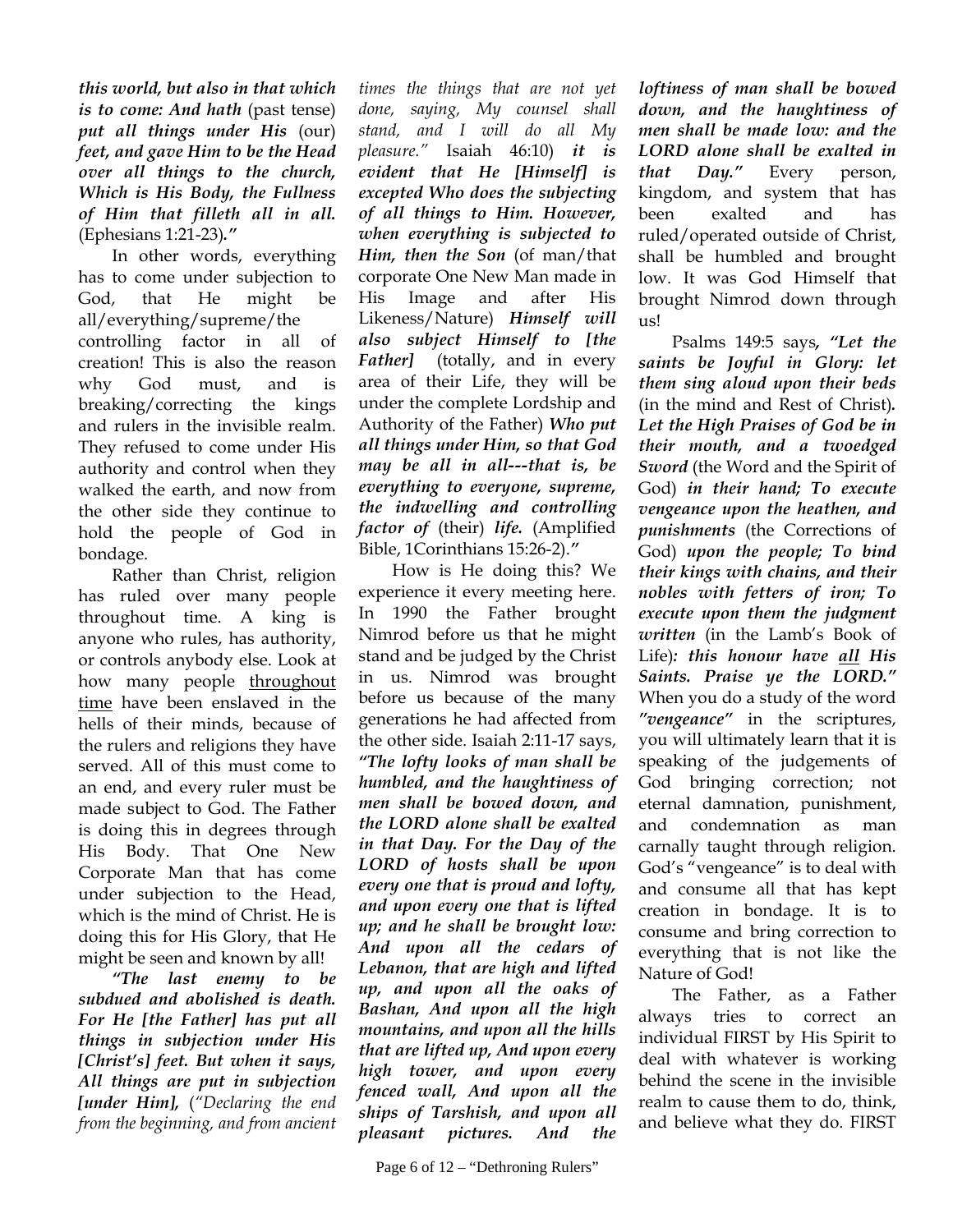***this world, but also in that which is to come: And hath*** (past tense) ***put all things under His*** (our) ***feet, and gave Him to be the Head over all things to the church, Which is His Body, the Fullness of Him that filleth all in all.*** (Ephesians 1:21-23)***."***

In other words, everything has to come under subjection to God, that He might be all/everything/supreme/the controlling factor in all of creation! This is also the reason why God must, and is breaking/correcting the kings and rulers in the invisible realm. They refused to come under His authority and control when they walked the earth, and now from the other side they continue to hold the people of God in bondage.

Rather than Christ, religion has ruled over many people throughout time. A king is anyone who rules, has authority, or controls anybody else. Look at how many people <u>throughout time</u> have been enslaved in the hells of their minds, because of the rulers and religions they have served. All of this must come to an end, and every ruler must be made subject to God. The Father is doing this in degrees through His Body. That One New Corporate Man that has come under subjection to the Head, which is the mind of Christ. He is doing this for His Glory, that He might be seen and known by all!

***"The last enemy to be subdued and abolished is death. For He [the Father] has put all things in subjection under His [Christ's] feet. But when it says, All things are put in subjection [under Him],*** (*"Declaring the end from the beginning, and from ancient times the things that are not yet done, saying, My counsel shall stand, and I will do all My pleasure."* Isaiah 46:10) ***it is evident that He [Himself] is excepted Who does the subjecting of all things to Him. However, when everything is subjected to Him, then the Son*** (of man/that corporate One New Man made in His Image and after His Likeness/Nature) ***Himself will also subject Himself to [the Father]*** (totally, and in every area of their Life, they will be under the complete Lordship and Authority of the Father) ***Who put all things under Him, so that God may be all in all---that is, be everything to everyone, supreme, the indwelling and controlling factor of*** (their) ***life.*** (Amplified Bible, 1Corinthians 15:26-2)***."***

How is He doing this? We experience it every meeting here. In 1990 the Father brought Nimrod before us that he might stand and be judged by the Christ in us. Nimrod was brought before us because of the many generations he had affected from the other side. Isaiah 2:11-17 says, ***"The lofty looks of man shall be humbled, and the haughtiness of men shall be bowed down, and the LORD alone shall be exalted in that Day. For the Day of the LORD of hosts shall be upon every one that is proud and lofty, and upon every one that is lifted up; and he shall be brought low: And upon all the cedars of Lebanon, that are high and lifted up, and upon all the oaks of Bashan, And upon all the high mountains, and upon all the hills that are lifted up, And upon every high tower, and upon every fenced wall, And upon all the ships of Tarshish, and upon all pleasant pictures. And the loftiness of man shall be bowed down, and the haughtiness of men shall be made low: and the LORD alone shall be exalted in that Day."*** Every person, kingdom, and system that has been exalted and has ruled/operated outside of Christ, shall be humbled and brought low. It was God Himself that brought Nimrod down through us!

Psalms 149:5 says, ***"Let the saints be Joyful in Glory: let them sing aloud upon their beds*** (in the mind and Rest of Christ)***. Let the High Praises of God be in their mouth, and a twoedged Sword*** (the Word and the Spirit of God) ***in their hand; To execute vengeance upon the heathen, and punishments*** (the Corrections of God) ***upon the people; To bind their kings with chains, and their nobles with fetters of iron; To execute upon them the judgment written*** (in the Lamb's Book of Life)***: this honour have <u>all</u> His Saints. Praise ye the LORD."*** When you do a study of the word ***"vengeance"*** in the scriptures, you will ultimately learn that it is speaking of the judgements of God bringing correction; not eternal damnation, punishment, and condemnation as man carnally taught through religion. God's "vengeance" is to deal with and consume all that has kept creation in bondage. It is to consume and bring correction to everything that is not like the Nature of God!

The Father, as a Father always tries to correct an individual FIRST by His Spirit to deal with whatever is working behind the scene in the invisible realm to cause them to do, think, and believe what they do. FIRST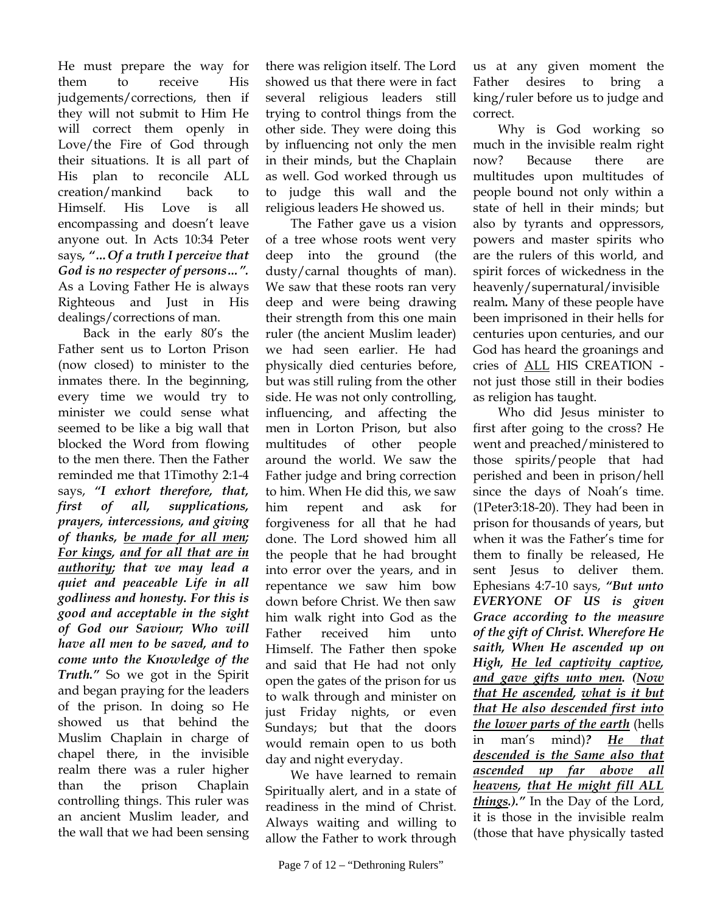He must prepare the way for them to receive His judgements/corrections, then if they will not submit to Him He will correct them openly in Love/the Fire of God through their situations. It is all part of His plan to reconcile ALL creation/mankind back to Himself. His Love is all encompassing and doesn't leave anyone out. In Acts 10:34 Peter says, ***"…Of a truth I perceive that God is no respecter of persons…".*** As a Loving Father He is always Righteous and Just in His dealings/corrections of man.

Back in the early 80's the Father sent us to Lorton Prison (now closed) to minister to the inmates there. In the beginning, every time we would try to minister we could sense what seemed to be like a big wall that blocked the Word from flowing to the men there. Then the Father reminded me that 1Timothy 2:1-4 says, ***"I exhort therefore, that, first of all, supplications, prayers, intercessions, and giving of thanks, <u>be made for all men</u>; <u>For kings</u>, <u>and for all that are in authority</u>; that we may lead a quiet and peaceable Life in all godliness and honesty. For this is good and acceptable in the sight of God our Saviour; Who will have all men to be saved, and to come unto the Knowledge of the Truth."*** So we got in the Spirit and began praying for the leaders of the prison. In doing so He showed us that behind the Muslim Chaplain in charge of chapel there, in the invisible realm there was a ruler higher than the prison Chaplain controlling things. This ruler was an ancient Muslim leader, and the wall that we had been sensing there was religion itself. The Lord showed us that there were in fact several religious leaders still trying to control things from the other side. They were doing this by influencing not only the men in their minds, but the Chaplain as well. God worked through us to judge this wall and the religious leaders He showed us.

The Father gave us a vision of a tree whose roots went very deep into the ground (the dusty/carnal thoughts of man). We saw that these roots ran very deep and were being drawing their strength from this one main ruler (the ancient Muslim leader) we had seen earlier. He had physically died centuries before, but was still ruling from the other side. He was not only controlling, influencing, and affecting the men in Lorton Prison, but also multitudes of other people around the world. We saw the Father judge and bring correction to him. When He did this, we saw him repent and ask for forgiveness for all that he had done. The Lord showed him all the people that he had brought into error over the years, and in repentance we saw him bow down before Christ. We then saw him walk right into God as the Father received him unto Himself. The Father then spoke and said that He had not only open the gates of the prison for us to walk through and minister on just Friday nights, or even Sundays; but that the doors would remain open to us both day and night everyday.

We have learned to remain Spiritually alert, and in a state of readiness in the mind of Christ. Always waiting and willing to allow the Father to work through us at any given moment the Father desires to bring a king/ruler before us to judge and correct.

Why is God working so much in the invisible realm right now? Because there are multitudes upon multitudes of people bound not only within a state of hell in their minds; but also by tyrants and oppressors, powers and master spirits who are the rulers of this world, and spirit forces of wickedness in the heavenly/supernatural/invisible realm**.** Many of these people have been imprisoned in their hells for centuries upon centuries, and our God has heard the groanings and cries of <u>ALL</u> HIS CREATION - not just those still in their bodies as religion has taught.

Who did Jesus minister to first after going to the cross? He went and preached/ministered to those spirits/people that had perished and been in prison/hell since the days of Noah's time. (1Peter3:18-20). They had been in prison for thousands of years, but when it was the Father's time for them to finally be released, He sent Jesus to deliver them. Ephesians 4:7-10 says, ***"But unto EVERYONE OF US is given Grace according to the measure of the gift of Christ. Wherefore He saith, When He ascended up on High, <u>He led captivity captive</u>, <u>and gave gifts unto men</u>. (<u>Now that He ascended</u>, <u>what is it but that He also descended first into the lower parts of the earth</u>*** (hells in man's mind)***? <u>He that descended is the Same also that ascended up far above all heavens</u>, <u>that He might fill ALL things</u>.)."*** In the Day of the Lord, it is those in the invisible realm (those that have physically tasted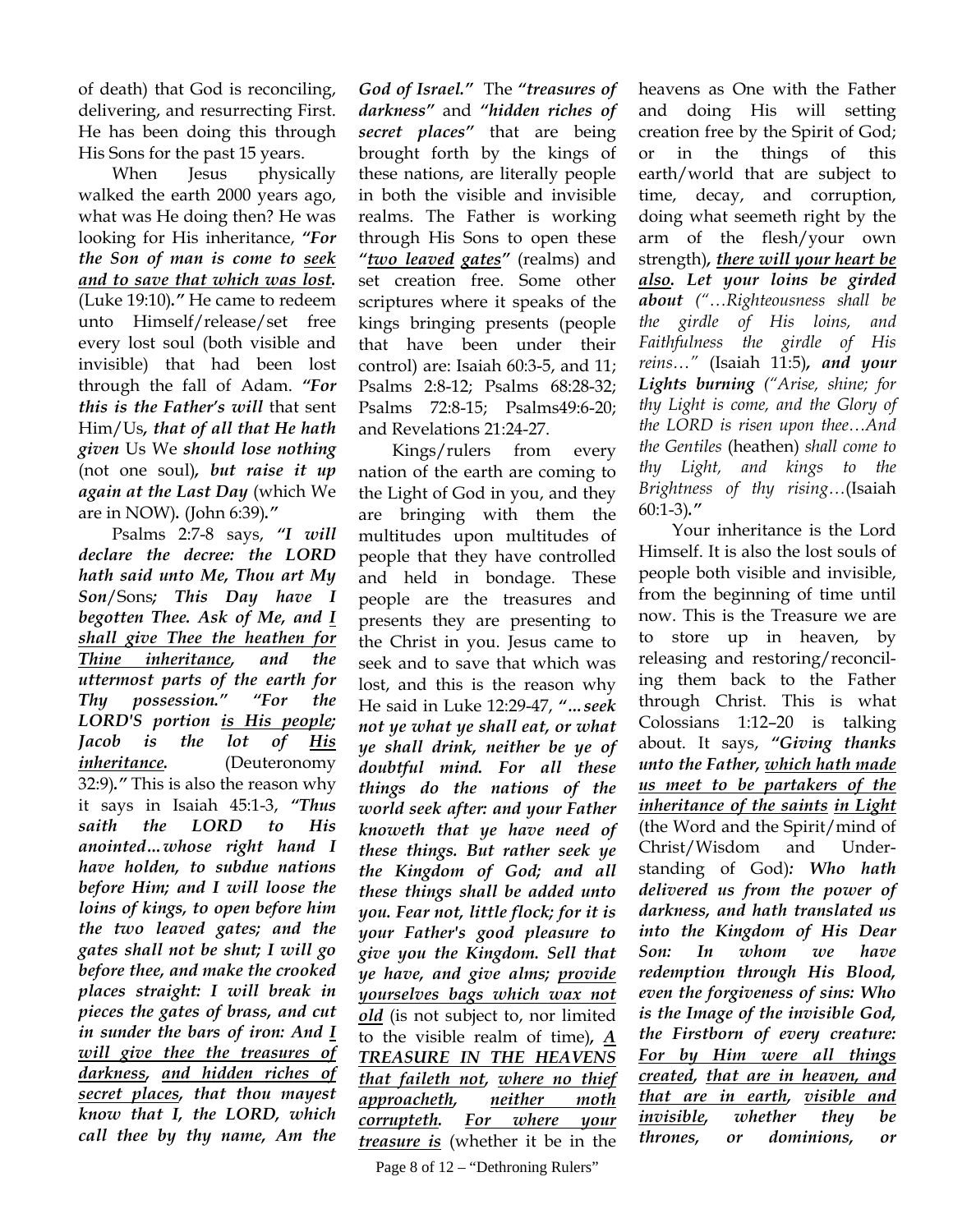of death) that God is reconciling, delivering, and resurrecting First. He has been doing this through His Sons for the past 15 years.

When Jesus physically walked the earth 2000 years ago, what was He doing then? He was looking for His inheritance, ***"For the Son of man is come to <u>seek and to save that which was lost</u>.*** (Luke 19:10)***."*** He came to redeem unto Himself/release/set free every lost soul (both visible and invisible) that had been lost through the fall of Adam. ***"For this is the Father's will*** that sent Him/Us***, that of all that He hath given*** Us We ***should lose nothing*** (not one soul)***, but raise it up again at the Last Day*** (which We are in NOW)***.*** (John 6:39)***."***

Psalms 2:7-8 says, ***"I will declare the decree: the LORD hath said unto Me, Thou art My Son***/Sons***; This Day have I begotten Thee. Ask of Me, and <u>I shall give Thee the heathen for Thine inheritance</u>, and the uttermost parts of the earth for Thy possession." "For the LORD'S portion <u>is His people</u>; Jacob is the lot of <u>His inheritance</u>.*** (Deuteronomy 32:9)***."*** This is also the reason why it says in Isaiah 45:1-3, ***"Thus saith the LORD to His anointed…whose right hand I have holden, to subdue nations before Him; and I will loose the loins of kings, to open before him the two leaved gates; and the gates shall not be shut; I will go before thee, and make the crooked places straight: I will break in pieces the gates of brass, and cut in sunder the bars of iron: And <u>I will give thee the treasures of darkness</u>, <u>and hidden riches of secret places</u>, that thou mayest know that I, the LORD, which call thee by thy name, Am the God of Israel."*** The ***"treasures of darkness"*** and ***"hidden riches of secret places"*** that are being brought forth by the kings of these nations, are literally people in both the visible and invisible realms. The Father is working through His Sons to open these ***"<u>two leaved</u> <u>gates</u>"*** (realms) and set creation free. Some other scriptures where it speaks of the kings bringing presents (people that have been under their control) are: Isaiah 60:3-5, and 11; Psalms 2:8-12; Psalms 68:28-32; Psalms 72:8-15; Psalms49:6-20; and Revelations 21:24-27.

Kings/rulers from every nation of the earth are coming to the Light of God in you, and they are bringing with them the multitudes upon multitudes of people that they have controlled and held in bondage. These people are the treasures and presents they are presenting to the Christ in you. Jesus came to seek and to save that which was lost, and this is the reason why He said in Luke 12:29-47, ***"…seek not ye what ye shall eat, or what ye shall drink, neither be ye of doubtful mind. For all these things do the nations of the world seek after: and your Father knoweth that ye have need of these things. But rather seek ye the Kingdom of God; and all these things shall be added unto you. Fear not, little flock; for it is your Father's good pleasure to give you the Kingdom. Sell that ye have, and give alms; <u>provide yourselves bags which wax not old</u>*** (is not subject to, nor limited to the visible realm of time)***, <u>A TREASURE IN THE HEAVENS that faileth not</u>, <u>where no thief approacheth</u>, <u>neither moth corrupteth</u>. <u>For where your treasure is</u>*** (whether it be in the heavens as One with the Father and doing His will setting creation free by the Spirit of God; or in the things of this earth/world that are subject to time, decay, and corruption, doing what seemeth right by the arm of the flesh/your own strength)***, <u>there will your heart be also</u>. Let your loins be girded about*** *("…Righteousness shall be the girdle of His loins, and Faithfulness the girdle of His reins…"* (Isaiah 11:5)***, and your Lights burning*** *("Arise, shine; for thy Light is come, and the Glory of the LORD is risen upon thee…And the Gentiles* (heathen) *shall come to thy Light, and kings to the Brightness of thy rising…*(Isaiah 60:1-3)***."***

Your inheritance is the Lord Himself. It is also the lost souls of people both visible and invisible, from the beginning of time until now. This is the Treasure we are to store up in heaven, by releasing and restoring/reconciling them back to the Father through Christ. This is what Colossians 1:12–20 is talking about. It says, ***"Giving thanks unto the Father, <u>which hath made us meet to be partakers of the inheritance of the saints</u> <u>in Light</u>*** (the Word and the Spirit/mind of Christ/Wisdom and Understanding of God)***: Who hath delivered us from the power of darkness, and hath translated us into the Kingdom of His Dear Son: In whom we have redemption through His Blood, even the forgiveness of sins: Who is the Image of the invisible God, the Firstborn of every creature: <u>For by Him were all things created</u>, <u>that are in heaven, and that are in earth</u>, <u>visible and invisible</u>, whether they be thrones, or dominions, or***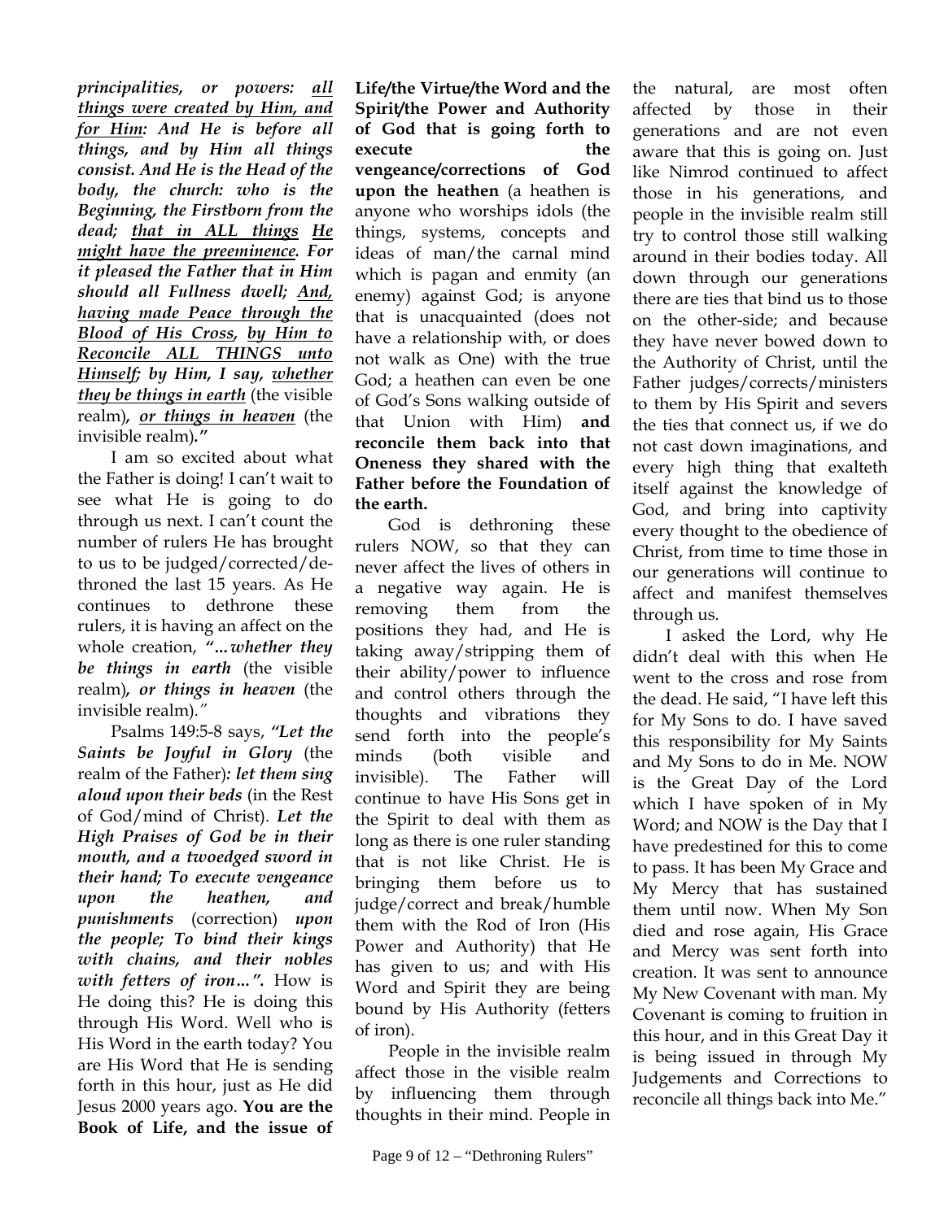***principalities, or powers: <u>all things were created by Him, and for Him</u>: And He is before all things, and by Him all things consist. And He is the Head of the body, the church: who is the Beginning, the Firstborn from the dead; <u>that in ALL things</u> <u>He might have the preeminence</u>. For it pleased the Father that in Him should all Fullness dwell; <u>And, having made Peace through the Blood of His Cross</u>, <u>by Him to Reconcile ALL THINGS unto Himself</u>; by Him, I say, <u>whether they be things in earth</u>*** (the visible realm)***, <u>or things in heaven</u>*** (the invisible realm)***."***

I am so excited about what the Father is doing! I can't wait to see what He is going to do through us next. I can't count the number of rulers He has brought to us to be judged/corrected/de-throned the last 15 years. As He continues to dethrone these rulers, it is having an affect on the whole creation, ***"…whether they be things in earth*** (the visible realm)***, or things in heaven*** (the invisible realm)*."*

Psalms 149:5-8 says, ***"Let the Saints be Joyful in Glory*** (the realm of the Father)***: let them sing aloud upon their beds*** (in the Rest of God/mind of Christ). ***Let the High Praises of God be in their mouth, and a twoedged sword in their hand; To execute vengeance upon the heathen, and punishments*** (correction) ***upon the people; To bind their kings with chains, and their nobles with fetters of iron…".*** How is He doing this? He is doing this through His Word. Well who is His Word in the earth today? You are His Word that He is sending forth in this hour, just as He did Jesus 2000 years ago. **You are the Book of Life, and the issue of Life/the Virtue/the Word and the Spirit/the Power and Authority of God that is going forth to execute the vengeance/corrections of God upon the heathen** (a heathen is anyone who worships idols (the things, systems, concepts and ideas of man/the carnal mind which is pagan and enmity (an enemy) against God; is anyone that is unacquainted (does not have a relationship with, or does not walk as One) with the true God; a heathen can even be one of God's Sons walking outside of that Union with Him) **and reconcile them back into that Oneness they shared with the Father before the Foundation of the earth.**

God is dethroning these rulers NOW, so that they can never affect the lives of others in a negative way again. He is removing them from the positions they had, and He is taking away/stripping them of their ability/power to influence and control others through the thoughts and vibrations they send forth into the people's minds (both visible and invisible). The Father will continue to have His Sons get in the Spirit to deal with them as long as there is one ruler standing that is not like Christ. He is bringing them before us to judge/correct and break/humble them with the Rod of Iron (His Power and Authority) that He has given to us; and with His Word and Spirit they are being bound by His Authority (fetters of iron).

People in the invisible realm affect those in the visible realm by influencing them through thoughts in their mind. People in the natural, are most often affected by those in their generations and are not even aware that this is going on. Just like Nimrod continued to affect those in his generations, and people in the invisible realm still try to control those still walking around in their bodies today. All down through our generations there are ties that bind us to those on the other-side; and because they have never bowed down to the Authority of Christ, until the Father judges/corrects/ministers to them by His Spirit and severs the ties that connect us, if we do not cast down imaginations, and every high thing that exalteth itself against the knowledge of God, and bring into captivity every thought to the obedience of Christ, from time to time those in our generations will continue to affect and manifest themselves through us.

I asked the Lord, why He didn't deal with this when He went to the cross and rose from the dead. He said, "I have left this for My Sons to do. I have saved this responsibility for My Saints and My Sons to do in Me. NOW is the Great Day of the Lord which I have spoken of in My Word; and NOW is the Day that I have predestined for this to come to pass. It has been My Grace and My Mercy that has sustained them until now. When My Son died and rose again, His Grace and Mercy was sent forth into creation. It was sent to announce My New Covenant with man. My Covenant is coming to fruition in this hour, and in this Great Day it is being issued in through My Judgements and Corrections to reconcile all things back into Me."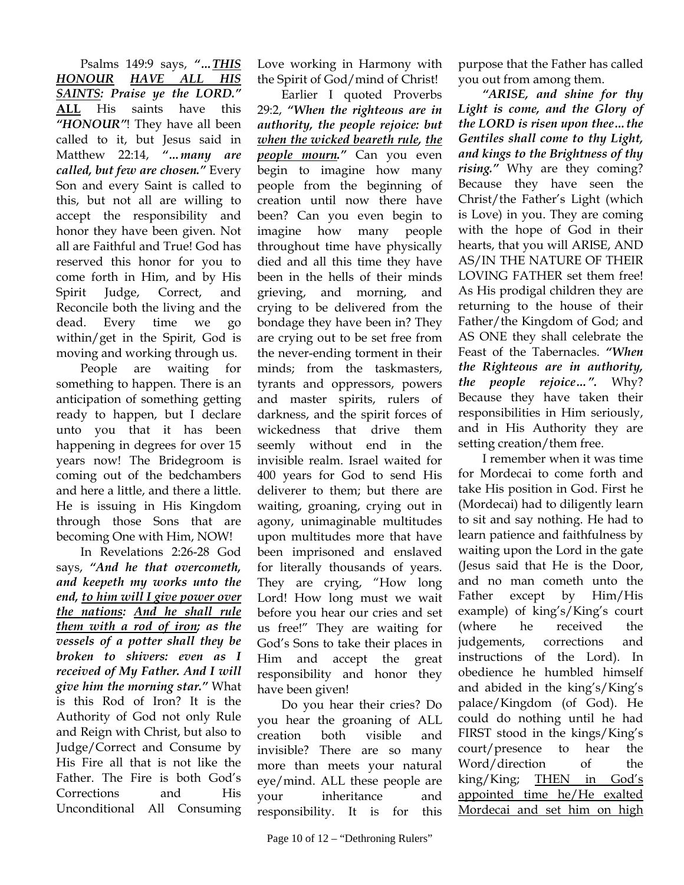Psalms 149:9 says, ***"…*** ***<u>THIS HONOUR</u> <u>HAVE ALL HIS SAINTS</u>: Praise ye the LORD."*** **<u>ALL</u>** His saints have this ***"HONOUR"***! They have all been called to it, but Jesus said in Matthew 22:14, ***"…many are called, but few are chosen."*** Every Son and every Saint is called to this, but not all are willing to accept the responsibility and honor they have been given. Not all are Faithful and True! God has reserved this honor for you to come forth in Him, and by His Spirit Judge, Correct, and Reconcile both the living and the dead. Every time we go within/get in the Spirit, God is moving and working through us.

People are waiting for something to happen. There is an anticipation of something getting ready to happen, but I declare unto you that it has been happening in degrees for over 15 years now! The Bridegroom is coming out of the bedchambers and here a little, and there a little. He is issuing in His Kingdom through those Sons that are becoming One with Him, NOW!

In Revelations 2:26-28 God says, ***"And he that overcometh, and keepeth my works unto the end, <u>to him will I give power over the nations</u>: <u>And he shall rule them with a rod of iron</u>; as the vessels of a potter shall they be broken to shivers: even as I received of My Father. And I will give him the morning star."*** What is this Rod of Iron? It is the Authority of God not only Rule and Reign with Christ, but also to Judge/Correct and Consume by His Fire all that is not like the Father. The Fire is both God's Corrections and His Unconditional All Consuming Love working in Harmony with the Spirit of God/mind of Christ!

Earlier I quoted Proverbs 29:2, ***"When the righteous are in authority, the people rejoice: but <u>when the wicked beareth rule</u>, <u>the people mourn</u>."*** Can you even begin to imagine how many people from the beginning of creation until now there have been? Can you even begin to imagine how many people throughout time have physically died and all this time they have been in the hells of their minds grieving, and morning, and crying to be delivered from the bondage they have been in? They are crying out to be set free from the never-ending torment in their minds; from the taskmasters, tyrants and oppressors, powers and master spirits, rulers of darkness, and the spirit forces of wickedness that drive them seemly without end in the invisible realm. Israel waited for 400 years for God to send His deliverer to them; but there are waiting, groaning, crying out in agony, unimaginable multitudes upon multitudes more that have been imprisoned and enslaved for literally thousands of years. They are crying, "How long Lord! How long must we wait before you hear our cries and set us free!" They are waiting for God's Sons to take their places in Him and accept the great responsibility and honor they have been given!

Do you hear their cries? Do you hear the groaning of ALL creation both visible and invisible? There are so many more than meets your natural eye/mind. ALL these people are your inheritance and responsibility. It is for this purpose that the Father has called you out from among them.

***"ARISE, and shine for thy Light is come, and the Glory of the LORD is risen upon thee…the Gentiles shall come to thy Light, and kings to the Brightness of thy rising."*** Why are they coming? Because they have seen the Christ/the Father's Light (which is Love) in you. They are coming with the hope of God in their hearts, that you will ARISE, AND AS/IN THE NATURE OF THEIR LOVING FATHER set them free! As His prodigal children they are returning to the house of their Father/the Kingdom of God; and AS ONE they shall celebrate the Feast of the Tabernacles. ***"When the Righteous are in authority, the people rejoice…".*** Why? Because they have taken their responsibilities in Him seriously, and in His Authority they are setting creation/them free.

I remember when it was time for Mordecai to come forth and take His position in God. First he (Mordecai) had to diligently learn to sit and say nothing. He had to learn patience and faithfulness by waiting upon the Lord in the gate (Jesus said that He is the Door, and no man cometh unto the Father except by Him/His example) of king's/King's court (where he received the judgements, corrections and instructions of the Lord). In obedience he humbled himself and abided in the king's/King's palace/Kingdom (of God). He could do nothing until he had FIRST stood in the kings/King's court/presence to hear the Word/direction of the king/King; <u>THEN in God's appointed time he/He exalted Mordecai and set him on high</u>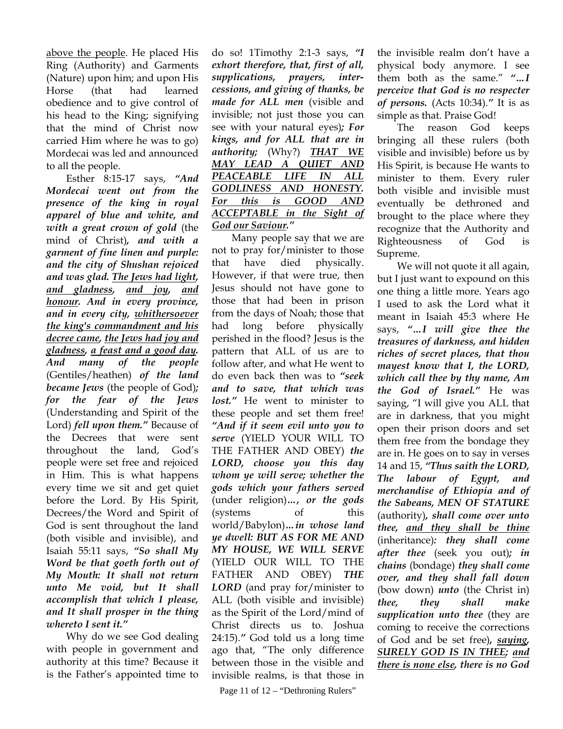<u>above the people</u>. He placed His Ring (Authority) and Garments (Nature) upon him; and upon His Horse (that had learned obedience and to give control of his head to the King; signifying that the mind of Christ now carried Him where he was to go) Mordecai was led and announced to all the people.

Esther 8:15-17 says, ***"And Mordecai went out from the presence of the king in royal apparel of blue and white, and with a great crown of gold*** (the mind of Christ)***, and with a garment of fine linen and purple: and the city of Shushan rejoiced and was glad. <u>The Jews had light</u>, <u>and gladness</u>, <u>and joy</u>, <u>and honour</u>. And in every province, and in every city, <u>whithersoever the king's commandment and his decree came</u>, <u>the Jews had joy and gladness</u>, <u>a feast and a good day</u>. And many of the people*** (Gentiles/heathen) ***of the land became Jews*** (the people of God)***; for the fear of the Jews*** (Understanding and Spirit of the Lord) ***fell upon them."*** Because of the Decrees that were sent throughout the land, God's people were set free and rejoiced in Him. This is what happens every time we sit and get quiet before the Lord. By His Spirit, Decrees/the Word and Spirit of God is sent throughout the land (both visible and invisible), and Isaiah 55:11 says, ***"So shall My Word be that goeth forth out of My Mouth: It shall not return unto Me void, but It shall accomplish that which I please, and It shall prosper in the thing whereto I sent it."***

Why do we see God dealing with people in government and authority at this time? Because it is the Father's appointed time to do so! 1Timothy 2:1-3 says, ***"I exhort therefore, that, first of all, supplications, prayers, intercessions, and giving of thanks, be made for ALL men*** (visible and invisible; not just those you can see with your natural eyes)***; For kings, and for ALL that are in authority;*** (Why?) ***<u>THAT WE MAY LEAD A QUIET AND PEACEABLE LIFE IN ALL GODLINESS AND HONESTY</u>. <u>For this is GOOD AND ACCEPTABLE in the Sight of God our Saviour</u>."***

Many people say that we are not to pray for/minister to those that have died physically. However, if that were true, then Jesus should not have gone to those that had been in prison from the days of Noah; those that had long before physically perished in the flood? Jesus is the pattern that ALL of us are to follow after, and what He went to do even back then was to ***"seek and to save, that which was lost."*** He went to minister to these people and set them free! ***"And if it seem evil unto you to serve*** (YIELD YOUR WILL TO THE FATHER AND OBEY) ***the LORD, choose you this day whom ye will serve; whether the gods which your fathers served*** (under religion)***…, or the gods*** (systems of this world/Babylon)***…in whose land ye dwell: BUT AS FOR ME AND MY HOUSE, WE WILL SERVE*** (YIELD OUR WILL TO THE FATHER AND OBEY) ***THE LORD*** (and pray for/minister to ALL (both visible and invisible) as the Spirit of the Lord/mind of Christ directs us to. Joshua 24:15).***"*** God told us a long time ago that, "The only difference between those in the visible and invisible realms, is that those in the invisible realm don't have a physical body anymore. I see them both as the same." ***"…I perceive that God is no respecter of persons.*** (Acts 10:34).***"*** It is as simple as that. Praise God!

The reason God keeps bringing all these rulers (both visible and invisible) before us by His Spirit, is because He wants to minister to them. Every ruler both visible and invisible must eventually be dethroned and brought to the place where they recognize that the Authority and Righteousness of God is Supreme.

We will not quote it all again, but I just want to expound on this one thing a little more. Years ago I used to ask the Lord what it meant in Isaiah 45:3 where He says, ***"…I will give thee the treasures of darkness, and hidden riches of secret places, that thou mayest know that I, the LORD, which call thee by thy name, Am the God of Israel."*** He was saying, "I will give you ALL that are in darkness, that you might open their prison doors and set them free from the bondage they are in. He goes on to say in verses 14 and 15, ***"Thus saith the LORD, The labour of Egypt, and merchandise of Ethiopia and of the Sabeans, MEN OF STATURE*** (authority)***, shall come over unto thee, <u>and they shall be thine</u>*** (inheritance)***: they shall come after thee*** (seek you out)***; in chains*** (bondage) ***they shall come over, and they shall fall down*** (bow down) ***unto*** (the Christ in) ***thee, they shall make supplication unto thee*** (they are coming to receive the corrections of God and be set free)***, <u>saying</u>, <u>SURELY GOD IS IN THEE</u>; <u>and there is none else</u>, there is no God***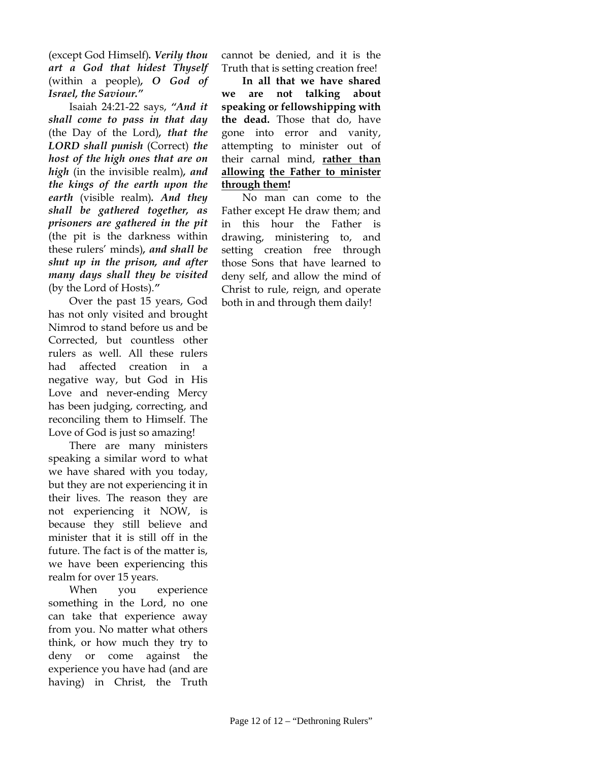(except God Himself)*. Verily thou art a God that hidest Thyself* (within a people)*, O God of Israel, the Saviour."*

Isaiah 24:21-22 says, *"And it shall come to pass in that day* (the Day of the Lord)*, that the LORD shall punish* (Correct) *the host of the high ones that are on high* (in the invisible realm)*, and the kings of the earth upon the earth* (visible realm)*. And they shall be gathered together, as prisoners are gathered in the pit* (the pit is the darkness within these rulers' minds)*, and shall be shut up in the prison, and after many days shall they be visited* (by the Lord of Hosts)*."*

Over the past 15 years, God has not only visited and brought Nimrod to stand before us and be Corrected, but countless other rulers as well. All these rulers had affected creation in a negative way, but God in His Love and never-ending Mercy has been judging, correcting, and reconciling them to Himself. The Love of God is just so amazing!

There are many ministers speaking a similar word to what we have shared with you today, but they are not experiencing it in their lives. The reason they are not experiencing it NOW, is because they still believe and minister that it is still off in the future. The fact is of the matter is, we have been experiencing this realm for over 15 years.

When you experience something in the Lord, no one can take that experience away from you. No matter what others think, or how much they try to deny or come against the experience you have had (and are having) in Christ, the Truth cannot be denied, and it is the Truth that is setting creation free!

**In all that we have shared we are not talking about speaking or fellowshipping with the dead.** Those that do, have gone into error and vanity, attempting to minister out of their carnal mind, **rather than allowing the Father to minister through them!**

No man can come to the Father except He draw them; and in this hour the Father is drawing, ministering to, and setting creation free through those Sons that have learned to deny self, and allow the mind of Christ to rule, reign, and operate both in and through them daily!